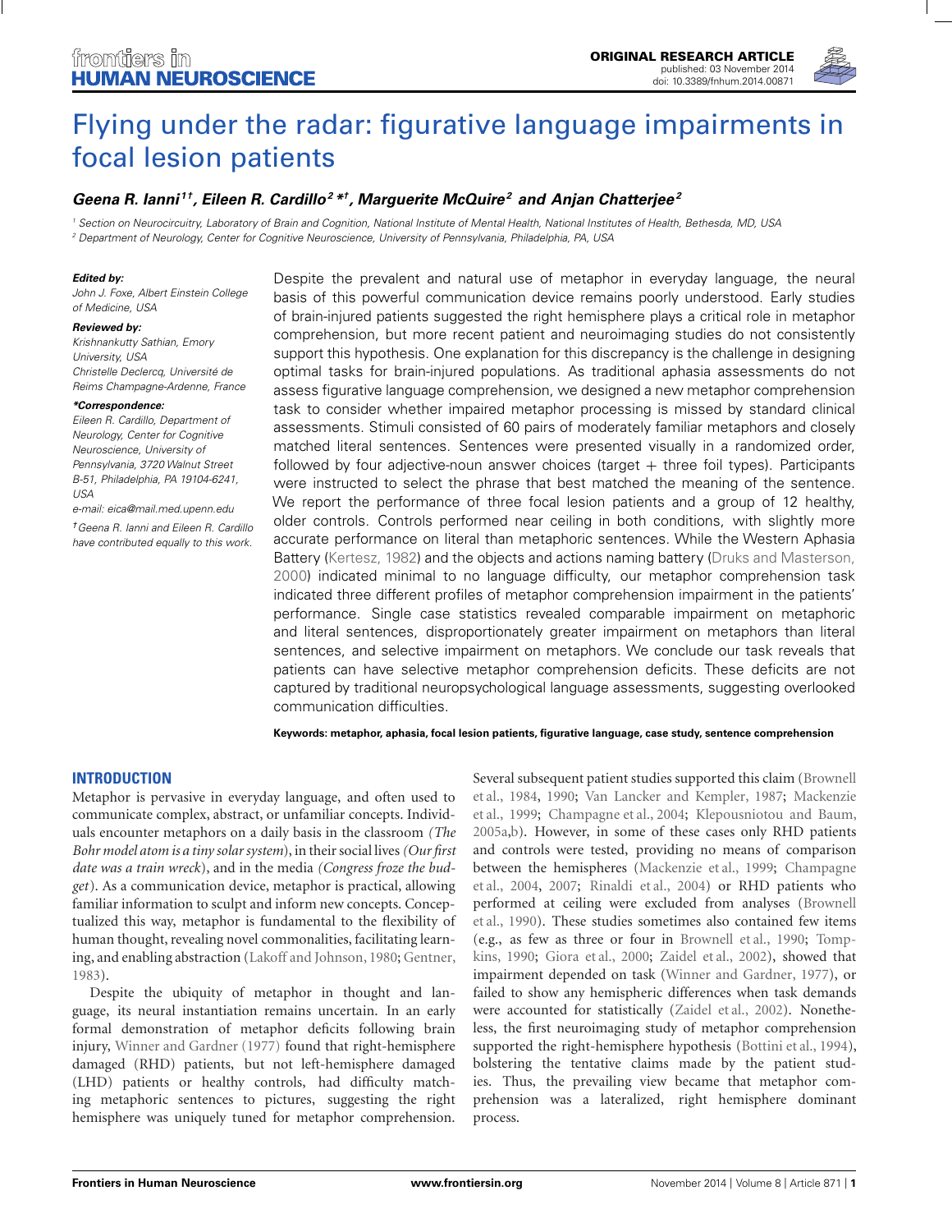ORIGINAL RESEARCH ARTICLE
published: 03 November 2014
doi: 10.3389/fnhum.2014.00871

# Flying under the radar: figurative language impairments in focal lesion patients

***Geena R. Ianni[1†], Eileen R. Cardillo[2*†], Marguerite McQuire[2] and Anjan Chatterjee[2]***

[1] *Section on Neurocircuitry, Laboratory of Brain and Cognition, National Institute of Mental Health, National Institutes of Health, Bethesda, MD, USA*
[2] *Department of Neurology, Center for Cognitive Neuroscience, University of Pennsylvania, Philadelphia, PA, USA*

***Edited by:***
*John J. Foxe, Albert Einstein College of Medicine, USA*

***Reviewed by:***
*Krishnankutty Sathian, Emory University, USA*
*Christelle Declercq, Université de Reims Champagne-Ardenne, France*

***\*Correspondence:***
*Eileen R. Cardillo, Department of Neurology, Center for Cognitive Neuroscience, University of Pennsylvania, 3720 Walnut Street B-51, Philadelphia, PA 19104-6241, USA*
*e-mail: eica@mail.med.upenn.edu*

*†Geena R. Ianni and Eileen R. Cardillo have contributed equally to this work.*

Despite the prevalent and natural use of metaphor in everyday language, the neural basis of this powerful communication device remains poorly understood. Early studies of brain-injured patients suggested the right hemisphere plays a critical role in metaphor comprehension, but more recent patient and neuroimaging studies do not consistently support this hypothesis. One explanation for this discrepancy is the challenge in designing optimal tasks for brain-injured populations. As traditional aphasia assessments do not assess figurative language comprehension, we designed a new metaphor comprehension task to consider whether impaired metaphor processing is missed by standard clinical assessments. Stimuli consisted of 60 pairs of moderately familiar metaphors and closely matched literal sentences. Sentences were presented visually in a randomized order, followed by four adjective-noun answer choices (target + three foil types). Participants were instructed to select the phrase that best matched the meaning of the sentence. We report the performance of three focal lesion patients and a group of 12 healthy, older controls. Controls performed near ceiling in both conditions, with slightly more accurate performance on literal than metaphoric sentences. While the Western Aphasia Battery (Kertesz, 1982) and the objects and actions naming battery (Druks and Masterson, 2000) indicated minimal to no language difficulty, our metaphor comprehension task indicated three different profiles of metaphor comprehension impairment in the patients' performance. Single case statistics revealed comparable impairment on metaphoric and literal sentences, disproportionately greater impairment on metaphors than literal sentences, and selective impairment on metaphors. We conclude our task reveals that patients can have selective metaphor comprehension deficits. These deficits are not captured by traditional neuropsychological language assessments, suggesting overlooked communication difficulties.

**Keywords: metaphor, aphasia, focal lesion patients, figurative language, case study, sentence comprehension**

## INTRODUCTION

Metaphor is pervasive in everyday language, and often used to communicate complex, abstract, or unfamiliar concepts. Individuals encounter metaphors on a daily basis in the classroom *(The Bohr model atom is a tiny solar system)*, in their social lives *(Our first date was a train wreck)*, and in the media *(Congress froze the budget)*. As a communication device, metaphor is practical, allowing familiar information to sculpt and inform new concepts. Conceptualized this way, metaphor is fundamental to the flexibility of human thought, revealing novel commonalities, facilitating learning, and enabling abstraction (Lakoff and Johnson, 1980; Gentner, 1983).

Despite the ubiquity of metaphor in thought and language, its neural instantiation remains uncertain. In an early formal demonstration of metaphor deficits following brain injury, Winner and Gardner (1977) found that right-hemisphere damaged (RHD) patients, but not left-hemisphere damaged (LHD) patients or healthy controls, had difficulty matching metaphoric sentences to pictures, suggesting the right hemisphere was uniquely tuned for metaphor comprehension.

Several subsequent patient studies supported this claim (Brownell et al., 1984, 1990; Van Lancker and Kempler, 1987; Mackenzie et al., 1999; Champagne et al., 2004; Klepousniotou and Baum, 2005a,b). However, in some of these cases only RHD patients and controls were tested, providing no means of comparison between the hemispheres (Mackenzie et al., 1999; Champagne et al., 2004, 2007; Rinaldi et al., 2004) or RHD patients who performed at ceiling were excluded from analyses (Brownell et al., 1990). These studies sometimes also contained few items (e.g., as few as three or four in Brownell et al., 1990; Tompkins, 1990; Giora et al., 2000; Zaidel et al., 2002), showed that impairment depended on task (Winner and Gardner, 1977), or failed to show any hemispheric differences when task demands were accounted for statistically (Zaidel et al., 2002). Nonetheless, the first neuroimaging study of metaphor comprehension supported the right-hemisphere hypothesis (Bottini et al., 1994), bolstering the tentative claims made by the patient studies. Thus, the prevailing view became that metaphor comprehension was a lateralized, right hemisphere dominant process.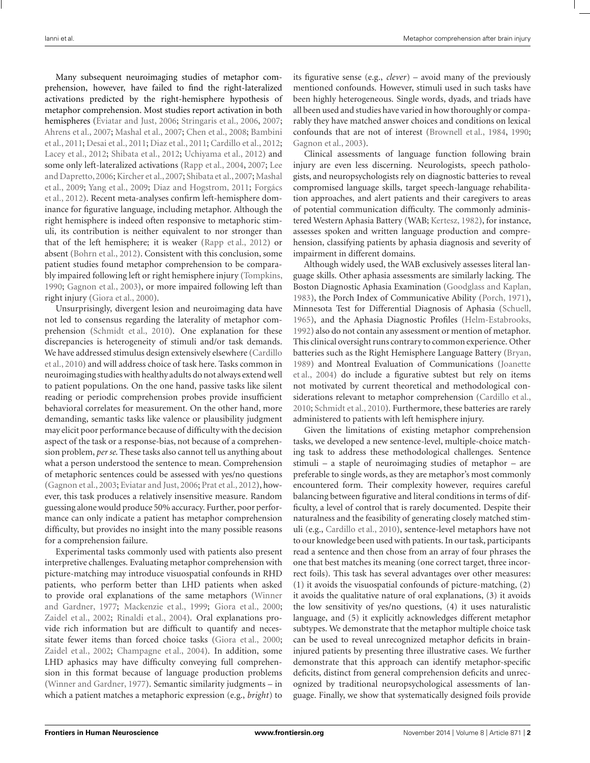Many subsequent neuroimaging studies of metaphor comprehension, however, have failed to find the right-lateralized activations predicted by the right-hemisphere hypothesis of metaphor comprehension. Most studies report activation in both hemispheres (Eviatar and Just, 2006; Stringaris et al., 2006, 2007; Ahrens et al., 2007; Mashal et al., 2007; Chen et al., 2008; Bambini et al., 2011; Desai et al., 2011; Diaz et al., 2011; Cardillo et al., 2012; Lacey et al., 2012; Shibata et al., 2012; Uchiyama et al., 2012) and some only left-lateralized activations (Rapp et al., 2004, 2007; Lee and Dapretto, 2006; Kircher et al., 2007; Shibata et al., 2007; Mashal et al., 2009; Yang et al., 2009; Diaz and Hogstrom, 2011; Forgács et al., 2012). Recent meta-analyses confirm left-hemisphere dominance for figurative language, including metaphor. Although the right hemisphere is indeed often responsive to metaphoric stimuli, its contribution is neither equivalent to nor stronger than that of the left hemisphere; it is weaker (Rapp et al., 2012) or absent (Bohrn et al., 2012). Consistent with this conclusion, some patient studies found metaphor comprehension to be comparably impaired following left or right hemisphere injury (Tompkins, 1990; Gagnon et al., 2003), or more impaired following left than right injury (Giora et al., 2000).

Unsurprisingly, divergent lesion and neuroimaging data have not led to consensus regarding the laterality of metaphor comprehension (Schmidt et al., 2010). One explanation for these discrepancies is heterogeneity of stimuli and/or task demands. We have addressed stimulus design extensively elsewhere (Cardillo et al., 2010) and will address choice of task here. Tasks common in neuroimaging studies with healthy adults do not always extend well to patient populations. On the one hand, passive tasks like silent reading or periodic comprehension probes provide insufficient behavioral correlates for measurement. On the other hand, more demanding, semantic tasks like valence or plausibility judgment may elicit poor performance because of difficulty with the decision aspect of the task or a response-bias, not because of a comprehension problem, *per se*. These tasks also cannot tell us anything about what a person understood the sentence to mean. Comprehension of metaphoric sentences could be assessed with yes/no questions (Gagnon et al., 2003; Eviatar and Just, 2006; Prat et al., 2012), however, this task produces a relatively insensitive measure. Random guessing alone would produce 50% accuracy. Further, poor performance can only indicate a patient has metaphor comprehension difficulty, but provides no insight into the many possible reasons for a comprehension failure.

Experimental tasks commonly used with patients also present interpretive challenges. Evaluating metaphor comprehension with picture-matching may introduce visuospatial confounds in RHD patients, who perform better than LHD patients when asked to provide oral explanations of the same metaphors (Winner and Gardner, 1977; Mackenzie et al., 1999; Giora et al., 2000; Zaidel et al., 2002; Rinaldi et al., 2004). Oral explanations provide rich information but are difficult to quantify and necessitate fewer items than forced choice tasks (Giora et al., 2000; Zaidel et al., 2002; Champagne et al., 2004). In addition, some LHD aphasics may have difficulty conveying full comprehension in this format because of language production problems (Winner and Gardner, 1977). Semantic similarity judgments – in which a patient matches a metaphoric expression (e.g., *bright*) to its figurative sense (e.g., *clever*) – avoid many of the previously mentioned confounds. However, stimuli used in such tasks have been highly heterogeneous. Single words, dyads, and triads have all been used and studies have varied in how thoroughly or comparably they have matched answer choices and conditions on lexical confounds that are not of interest (Brownell et al., 1984, 1990; Gagnon et al., 2003).

Clinical assessments of language function following brain injury are even less discerning. Neurologists, speech pathologists, and neuropsychologists rely on diagnostic batteries to reveal compromised language skills, target speech-language rehabilitation approaches, and alert patients and their caregivers to areas of potential communication difficulty. The commonly administered Western Aphasia Battery (WAB; Kertesz, 1982), for instance, assesses spoken and written language production and comprehension, classifying patients by aphasia diagnosis and severity of impairment in different domains.

Although widely used, the WAB exclusively assesses literal language skills. Other aphasia assessments are similarly lacking. The Boston Diagnostic Aphasia Examination (Goodglass and Kaplan, 1983), the Porch Index of Communicative Ability (Porch, 1971), Minnesota Test for Differential Diagnosis of Aphasia (Schuell, 1965), and the Aphasia Diagnostic Profiles (Helm-Estabrooks, 1992) also do not contain any assessment or mention of metaphor. This clinical oversight runs contrary to common experience. Other batteries such as the Right Hemisphere Language Battery (Bryan, 1989) and Montreal Evaluation of Communications (Joanette et al., 2004) do include a figurative subtest but rely on items not motivated by current theoretical and methodological considerations relevant to metaphor comprehension (Cardillo et al., 2010; Schmidt et al., 2010). Furthermore, these batteries are rarely administered to patients with left hemisphere injury.

Given the limitations of existing metaphor comprehension tasks, we developed a new sentence-level, multiple-choice matching task to address these methodological challenges. Sentence stimuli – a staple of neuroimaging studies of metaphor – are preferable to single words, as they are metaphor's most commonly encountered form. Their complexity however, requires careful balancing between figurative and literal conditions in terms of difficulty, a level of control that is rarely documented. Despite their naturalness and the feasibility of generating closely matched stimuli (e.g., Cardillo et al., 2010), sentence-level metaphors have not to our knowledge been used with patients. In our task, participants read a sentence and then chose from an array of four phrases the one that best matches its meaning (one correct target, three incorrect foils). This task has several advantages over other measures: (1) it avoids the visuospatial confounds of picture-matching, (2) it avoids the qualitative nature of oral explanations, (3) it avoids the low sensitivity of yes/no questions, (4) it uses naturalistic language, and (5) it explicitly acknowledges different metaphor subtypes. We demonstrate that the metaphor multiple choice task can be used to reveal unrecognized metaphor deficits in brain-injured patients by presenting three illustrative cases. We further demonstrate that this approach can identify metaphor-specific deficits, distinct from general comprehension deficits and unrecognized by traditional neuropsychological assessments of language. Finally, we show that systematically designed foils provide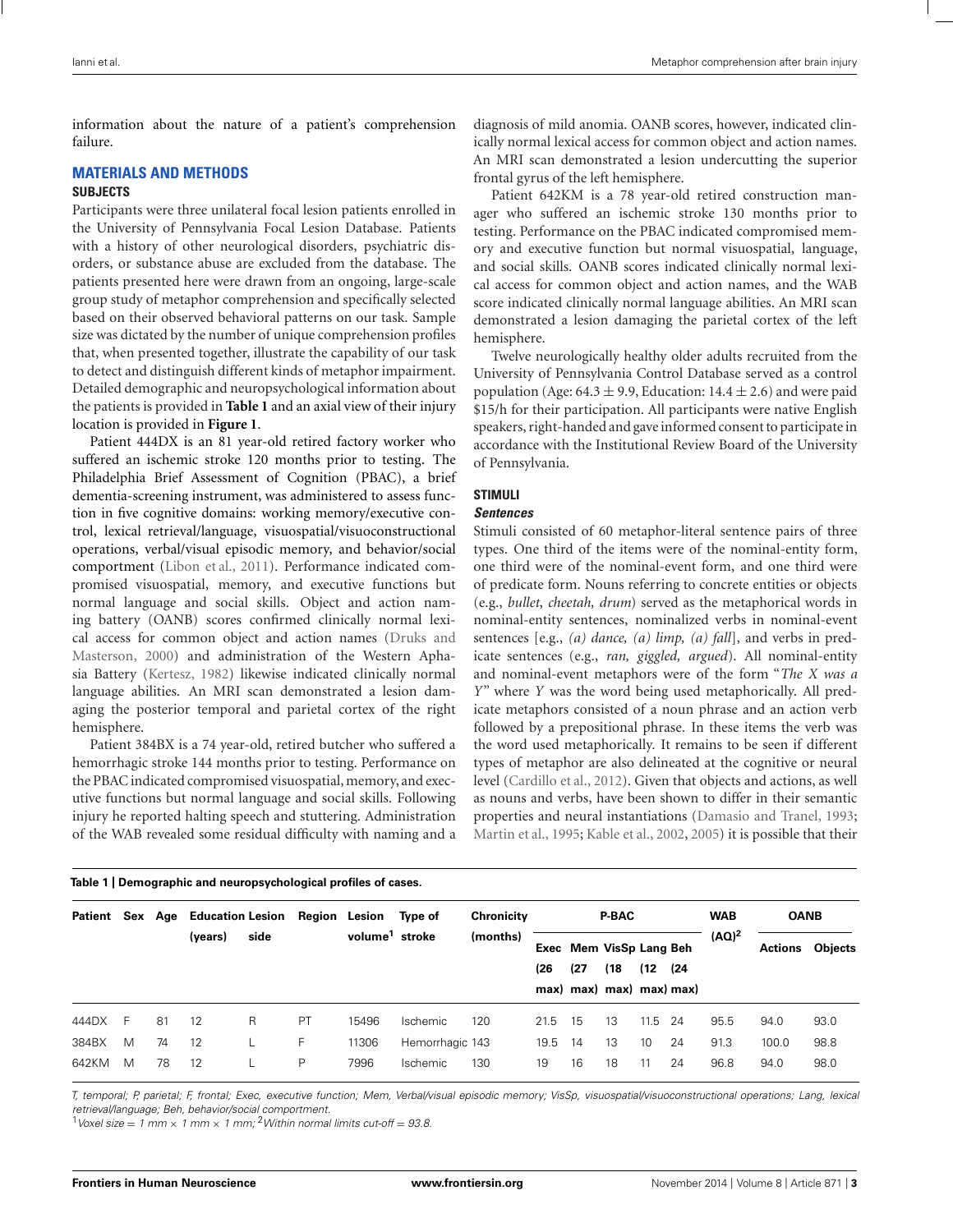information about the nature of a patient's comprehension failure.

## MATERIALS AND METHODS

### SUBJECTS

Participants were three unilateral focal lesion patients enrolled in the University of Pennsylvania Focal Lesion Database. Patients with a history of other neurological disorders, psychiatric disorders, or substance abuse are excluded from the database. The patients presented here were drawn from an ongoing, large-scale group study of metaphor comprehension and specifically selected based on their observed behavioral patterns on our task. Sample size was dictated by the number of unique comprehension profiles that, when presented together, illustrate the capability of our task to detect and distinguish different kinds of metaphor impairment. Detailed demographic and neuropsychological information about the patients is provided in **Table 1** and an axial view of their injury location is provided in **Figure 1**.

Patient 444DX is an 81 year-old retired factory worker who suffered an ischemic stroke 120 months prior to testing. The Philadelphia Brief Assessment of Cognition (PBAC), a brief dementia-screening instrument, was administered to assess function in five cognitive domains: working memory/executive control, lexical retrieval/language, visuospatial/visuoconstructional operations, verbal/visual episodic memory, and behavior/social comportment (Libon et al., 2011). Performance indicated compromised visuospatial, memory, and executive functions but normal language and social skills. Object and action naming battery (OANB) scores confirmed clinically normal lexical access for common object and action names (Druks and Masterson, 2000) and administration of the Western Aphasia Battery (Kertesz, 1982) likewise indicated clinically normal language abilities. An MRI scan demonstrated a lesion damaging the posterior temporal and parietal cortex of the right hemisphere.

Patient 384BX is a 74 year-old, retired butcher who suffered a hemorrhagic stroke 144 months prior to testing. Performance on the PBAC indicated compromised visuospatial, memory, and executive functions but normal language and social skills. Following injury he reported halting speech and stuttering. Administration of the WAB revealed some residual difficulty with naming and a diagnosis of mild anomia. OANB scores, however, indicated clinically normal lexical access for common object and action names. An MRI scan demonstrated a lesion undercutting the superior frontal gyrus of the left hemisphere.

Patient 642KM is a 78 year-old retired construction manager who suffered an ischemic stroke 130 months prior to testing. Performance on the PBAC indicated compromised memory and executive function but normal visuospatial, language, and social skills. OANB scores indicated clinically normal lexical access for common object and action names, and the WAB score indicated clinically normal language abilities. An MRI scan demonstrated a lesion damaging the parietal cortex of the left hemisphere.

Twelve neurologically healthy older adults recruited from the University of Pennsylvania Control Database served as a control population (Age: $64.3 \pm 9.9$, Education: $14.4 \pm 2.6$) and were paid \$15/h for their participation. All participants were native English speakers, right-handed and gave informed consent to participate in accordance with the Institutional Review Board of the University of Pennsylvania.

### STIMULI

#### *Sentences*

Stimuli consisted of 60 metaphor-literal sentence pairs of three types. One third of the items were of the nominal-entity form, one third were of the nominal-event form, and one third were of predicate form. Nouns referring to concrete entities or objects (e.g., *bullet, cheetah, drum*) served as the metaphorical words in nominal-entity sentences, nominalized verbs in nominal-event sentences [e.g., *(a) dance, (a) limp, (a) fall*], and verbs in predicate sentences (e.g., *ran, giggled, argued*). All nominal-entity and nominal-event metaphors were of the form "*The X was a Y*" where *Y* was the word being used metaphorically. All predicate metaphors consisted of a noun phrase and an action verb followed by a prepositional phrase. In these items the verb was the word used metaphorically. It remains to be seen if different types of metaphor are also delineated at the cognitive or neural level (Cardillo et al., 2012). Given that objects and actions, as well as nouns and verbs, have been shown to differ in their semantic properties and neural instantiations (Damasio and Tranel, 1993; Martin et al., 1995; Kable et al., 2002, 2005) it is possible that their

**Table 1 | Demographic and neuropsychological profiles of cases.**

| Patient | Sex | Age | Education (years) | Lesion side | Region | Lesion volume[1] | Type of stroke | Chronicity (months) | P-BAC | | | | | WAB (AQ)[2] | OANB | |
|---|---|---|---|---|---|---|---|---|---|---|---|---|---|---|---|---|
| | | | | | | | | | Exec (26 max) | Mem (27 max) | VisSp (18 max) | Lang (12 max) | Beh (24 max) | | Actions | Objects |
| 444DX | F | 81 | 12 | R | PT | 15496 | Ischemic | 120 | 21.5 | 15 | 13 | 11.5 | 24 | 95.5 | 94.0 | 93.0 |
| 384BX | M | 74 | 12 | L | F | 11306 | Hemorrhagic | 143 | 19.5 | 14 | 13 | 10 | 24 | 91.3 | 100.0 | 98.8 |
| 642KM | M | 78 | 12 | L | P | 7996 | Ischemic | 130 | 19 | 16 | 18 | 11 | 24 | 96.8 | 94.0 | 98.0 |

*T, temporal; P, parietal; F, frontal; Exec, executive function; Mem, Verbal/visual episodic memory; VisSp, visuospatial/visuoconstructional operations; Lang, lexical retrieval/language; Beh, behavior/social comportment.*

[1]*Voxel size = 1 mm × 1 mm × 1 mm;* [2]*Within normal limits cut-off = 93.8.*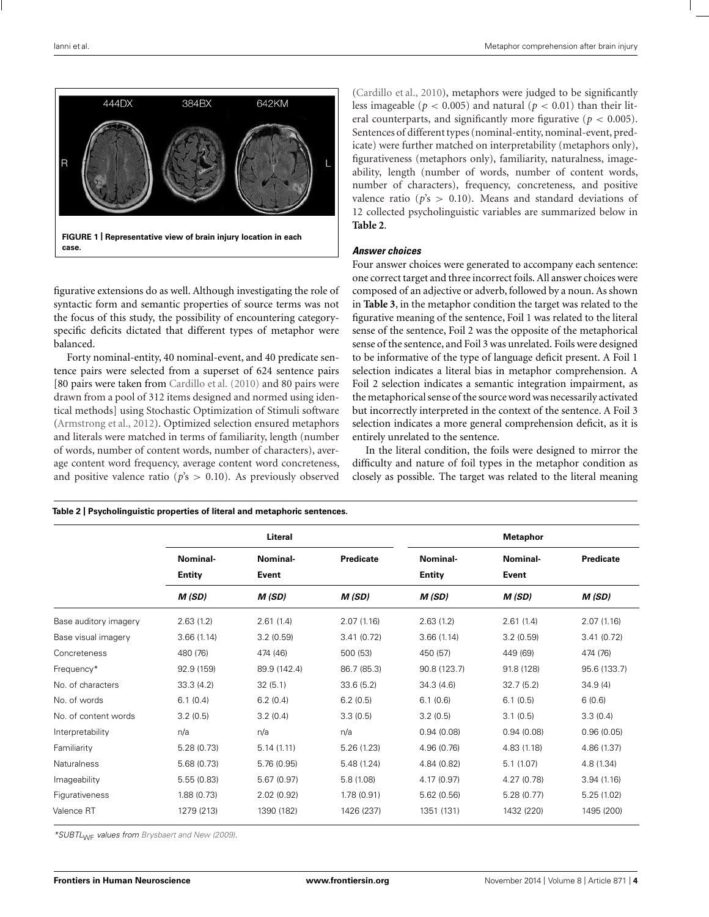FIGURE 1 | Representative view of brain injury location in each case.

figurative extensions do as well. Although investigating the role of syntactic form and semantic properties of source terms was not the focus of this study, the possibility of encountering category-specific deficits dictated that different types of metaphor were balanced.

Forty nominal-entity, 40 nominal-event, and 40 predicate sentence pairs were selected from a superset of 624 sentence pairs [80 pairs were taken from Cardillo et al. (2010) and 80 pairs were drawn from a pool of 312 items designed and normed using identical methods] using Stochastic Optimization of Stimuli software (Armstrong et al., 2012). Optimized selection ensured metaphors and literals were matched in terms of familiarity, length (number of words, number of content words, number of characters), average content word frequency, average content word concreteness, and positive valence ratio ($p$'s $> 0.10$). As previously observed (Cardillo et al., 2010), metaphors were judged to be significantly less imageable ($p < 0.005$) and natural ($p < 0.01$) than their literal counterparts, and significantly more figurative ($p < 0.005$). Sentences of different types (nominal-entity, nominal-event, predicate) were further matched on interpretability (metaphors only), figurativeness (metaphors only), familiarity, naturalness, imageability, length (number of words, number of content words, number of characters), frequency, concreteness, and positive valence ratio ($p$'s $> 0.10$). Means and standard deviations of 12 collected psycholinguistic variables are summarized below in **Table 2**.

#### *Answer choices*

Four answer choices were generated to accompany each sentence: one correct target and three incorrect foils. All answer choices were composed of an adjective or adverb, followed by a noun. As shown in **Table 3**, in the metaphor condition the target was related to the figurative meaning of the sentence, Foil 1 was related to the literal sense of the sentence, Foil 2 was the opposite of the metaphorical sense of the sentence, and Foil 3 was unrelated. Foils were designed to be informative of the type of language deficit present. A Foil 1 selection indicates a literal bias in metaphor comprehension. A Foil 2 selection indicates a semantic integration impairment, as the metaphorical sense of the source word was necessarily activated but incorrectly interpreted in the context of the sentence. A Foil 3 selection indicates a more general comprehension deficit, as it is entirely unrelated to the sentence.

In the literal condition, the foils were designed to mirror the difficulty and nature of foil types in the metaphor condition as closely as possible. The target was related to the literal meaning

**Table 2 | Psycholinguistic properties of literal and metaphoric sentences.**

| | Literal | | | Metaphor | | |
|---|---|---|---|---|---|---|
| | Nominal-Entity | Nominal-Event | Predicate | Nominal-Entity | Nominal-Event | Predicate |
| | *M (SD)* | *M (SD)* | *M (SD)* | *M (SD)* | *M (SD)* | *M (SD)* |
| Base auditory imagery | 2.63 (1.2) | 2.61 (1.4) | 2.07 (1.16) | 2.63 (1.2) | 2.61 (1.4) | 2.07 (1.16) |
| Base visual imagery | 3.66 (1.14) | 3.2 (0.59) | 3.41 (0.72) | 3.66 (1.14) | 3.2 (0.59) | 3.41 (0.72) |
| Concreteness | 480 (76) | 474 (46) | 500 (53) | 450 (57) | 449 (69) | 474 (76) |
| Frequency* | 92.9 (159) | 89.9 (142.4) | 86.7 (85.3) | 90.8 (123.7) | 91.8 (128) | 95.6 (133.7) |
| No. of characters | 33.3 (4.2) | 32 (5.1) | 33.6 (5.2) | 34.3 (4.6) | 32.7 (5.2) | 34.9 (4) |
| No. of words | 6.1 (0.4) | 6.2 (0.4) | 6.2 (0.5) | 6.1 (0.6) | 6.1 (0.5) | 6 (0.6) |
| No. of content words | 3.2 (0.5) | 3.2 (0.4) | 3.3 (0.5) | 3.2 (0.5) | 3.1 (0.5) | 3.3 (0.4) |
| Interpretability | n/a | n/a | n/a | 0.94 (0.08) | 0.94 (0.08) | 0.96 (0.05) |
| Familiarity | 5.28 (0.73) | 5.14 (1.11) | 5.26 (1.23) | 4.96 (0.76) | 4.83 (1.18) | 4.86 (1.37) |
| Naturalness | 5.68 (0.73) | 5.76 (0.95) | 5.48 (1.24) | 4.84 (0.82) | 5.1 (1.07) | 4.8 (1.34) |
| Imageability | 5.55 (0.83) | 5.67 (0.97) | 5.8 (1.08) | 4.17 (0.97) | 4.27 (0.78) | 3.94 (1.16) |
| Figurativeness | 1.88 (0.73) | 2.02 (0.92) | 1.78 (0.91) | 5.62 (0.56) | 5.28 (0.77) | 5.25 (1.02) |
| Valence RT | 1279 (213) | 1390 (182) | 1426 (237) | 1351 (131) | 1432 (220) | 1495 (200) |

*$SUBTL_{WF}$ values from Brysbaert and New (2009).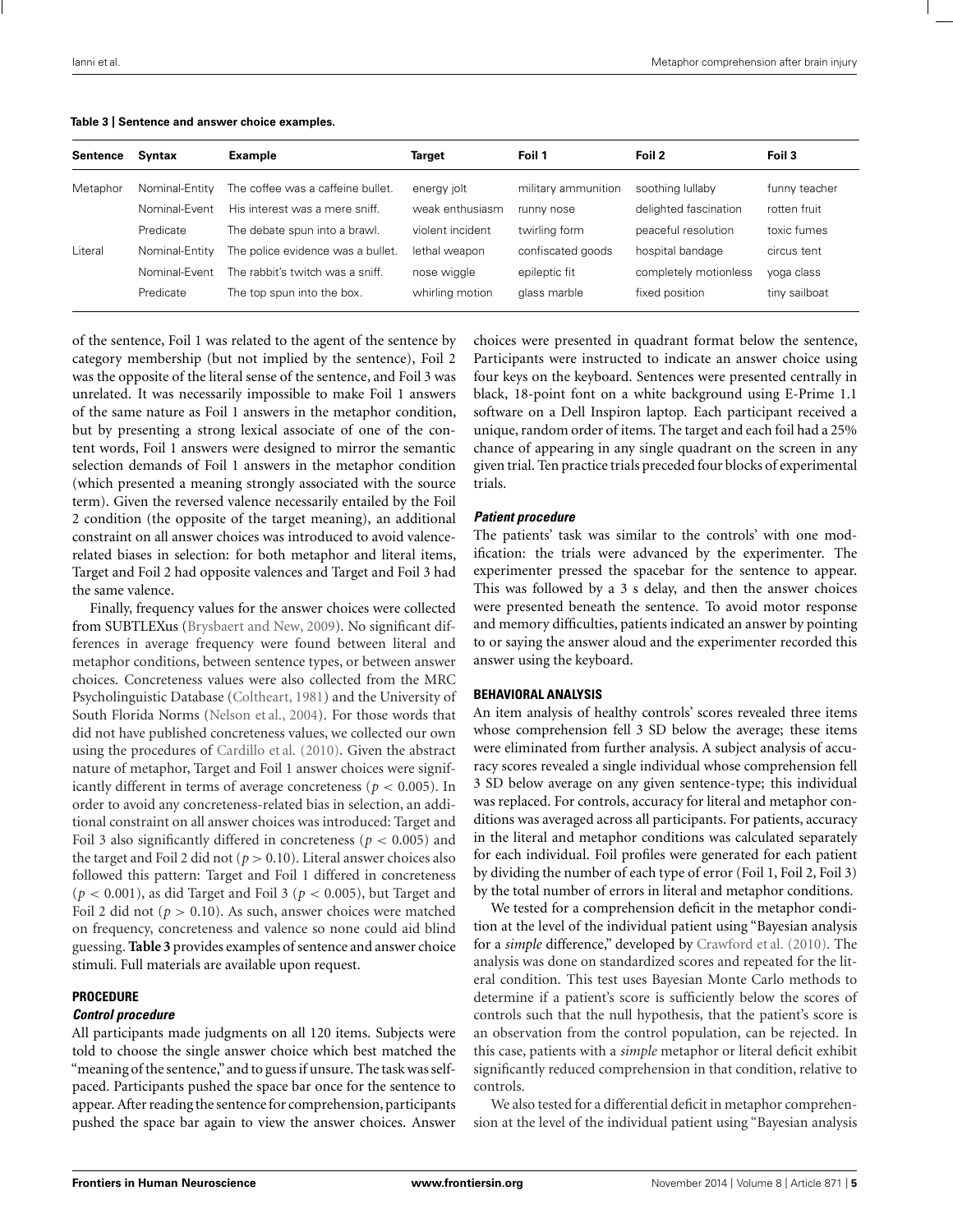**Table 3 | Sentence and answer choice examples.**

| Sentence | Syntax | Example | Target | Foil 1 | Foil 2 | Foil 3 |
|---|---|---|---|---|---|---|
| Metaphor | Nominal-Entity | The coffee was a caffeine bullet. | energy jolt | military ammunition | soothing lullaby | funny teacher |
| | Nominal-Event | His interest was a mere sniff. | weak enthusiasm | runny nose | delighted fascination | rotten fruit |
| | Predicate | The debate spun into a brawl. | violent incident | twirling form | peaceful resolution | toxic fumes |
| Literal | Nominal-Entity | The police evidence was a bullet. | lethal weapon | confiscated goods | hospital bandage | circus tent |
| | Nominal-Event | The rabbit's twitch was a sniff. | nose wiggle | epileptic fit | completely motionless | yoga class |
| | Predicate | The top spun into the box. | whirling motion | glass marble | fixed position | tiny sailboat |

of the sentence, Foil 1 was related to the agent of the sentence by category membership (but not implied by the sentence), Foil 2 was the opposite of the literal sense of the sentence, and Foil 3 was unrelated. It was necessarily impossible to make Foil 1 answers of the same nature as Foil 1 answers in the metaphor condition, but by presenting a strong lexical associate of one of the content words, Foil 1 answers were designed to mirror the semantic selection demands of Foil 1 answers in the metaphor condition (which presented a meaning strongly associated with the source term). Given the reversed valence necessarily entailed by the Foil 2 condition (the opposite of the target meaning), an additional constraint on all answer choices was introduced to avoid valence-related biases in selection: for both metaphor and literal items, Target and Foil 2 had opposite valences and Target and Foil 3 had the same valence.

Finally, frequency values for the answer choices were collected from SUBTLEXus (Brysbaert and New, 2009). No significant differences in average frequency were found between literal and metaphor conditions, between sentence types, or between answer choices. Concreteness values were also collected from the MRC Psycholinguistic Database (Coltheart, 1981) and the University of South Florida Norms (Nelson et al., 2004). For those words that did not have published concreteness values, we collected our own using the procedures of Cardillo et al. (2010). Given the abstract nature of metaphor, Target and Foil 1 answer choices were significantly different in terms of average concreteness ($p < 0.005$). In order to avoid any concreteness-related bias in selection, an additional constraint on all answer choices was introduced: Target and Foil 3 also significantly differed in concreteness ($p < 0.005$) and the target and Foil 2 did not ($p > 0.10$). Literal answer choices also followed this pattern: Target and Foil 1 differed in concreteness ($p < 0.001$), as did Target and Foil 3 ($p < 0.005$), but Target and Foil 2 did not ($p > 0.10$). As such, answer choices were matched on frequency, concreteness and valence so none could aid blind guessing. **Table 3** provides examples of sentence and answer choice stimuli. Full materials are available upon request.

## PROCEDURE

### *Control procedure*

All participants made judgments on all 120 items. Subjects were told to choose the single answer choice which best matched the "meaning of the sentence," and to guess if unsure. The task was self-paced. Participants pushed the space bar once for the sentence to appear. After reading the sentence for comprehension, participants pushed the space bar again to view the answer choices. Answer choices were presented in quadrant format below the sentence, Participants were instructed to indicate an answer choice using four keys on the keyboard. Sentences were presented centrally in black, 18-point font on a white background using E-Prime 1.1 software on a Dell Inspiron laptop. Each participant received a unique, random order of items. The target and each foil had a 25% chance of appearing in any single quadrant on the screen in any given trial. Ten practice trials preceded four blocks of experimental trials.

### *Patient procedure*

The patients' task was similar to the controls' with one modification: the trials were advanced by the experimenter. The experimenter pressed the spacebar for the sentence to appear. This was followed by a 3 s delay, and then the answer choices were presented beneath the sentence. To avoid motor response and memory difficulties, patients indicated an answer by pointing to or saying the answer aloud and the experimenter recorded this answer using the keyboard.

## BEHAVIORAL ANALYSIS

An item analysis of healthy controls' scores revealed three items whose comprehension fell 3 SD below the average; these items were eliminated from further analysis. A subject analysis of accuracy scores revealed a single individual whose comprehension fell 3 SD below average on any given sentence-type; this individual was replaced. For controls, accuracy for literal and metaphor conditions was averaged across all participants. For patients, accuracy in the literal and metaphor conditions was calculated separately for each individual. Foil profiles were generated for each patient by dividing the number of each type of error (Foil 1, Foil 2, Foil 3) by the total number of errors in literal and metaphor conditions.

We tested for a comprehension deficit in the metaphor condition at the level of the individual patient using "Bayesian analysis for a *simple* difference," developed by Crawford et al. (2010). The analysis was done on standardized scores and repeated for the literal condition. This test uses Bayesian Monte Carlo methods to determine if a patient's score is sufficiently below the scores of controls such that the null hypothesis, that the patient's score is an observation from the control population, can be rejected. In this case, patients with a *simple* metaphor or literal deficit exhibit significantly reduced comprehension in that condition, relative to controls.

We also tested for a differential deficit in metaphor comprehension at the level of the individual patient using "Bayesian analysis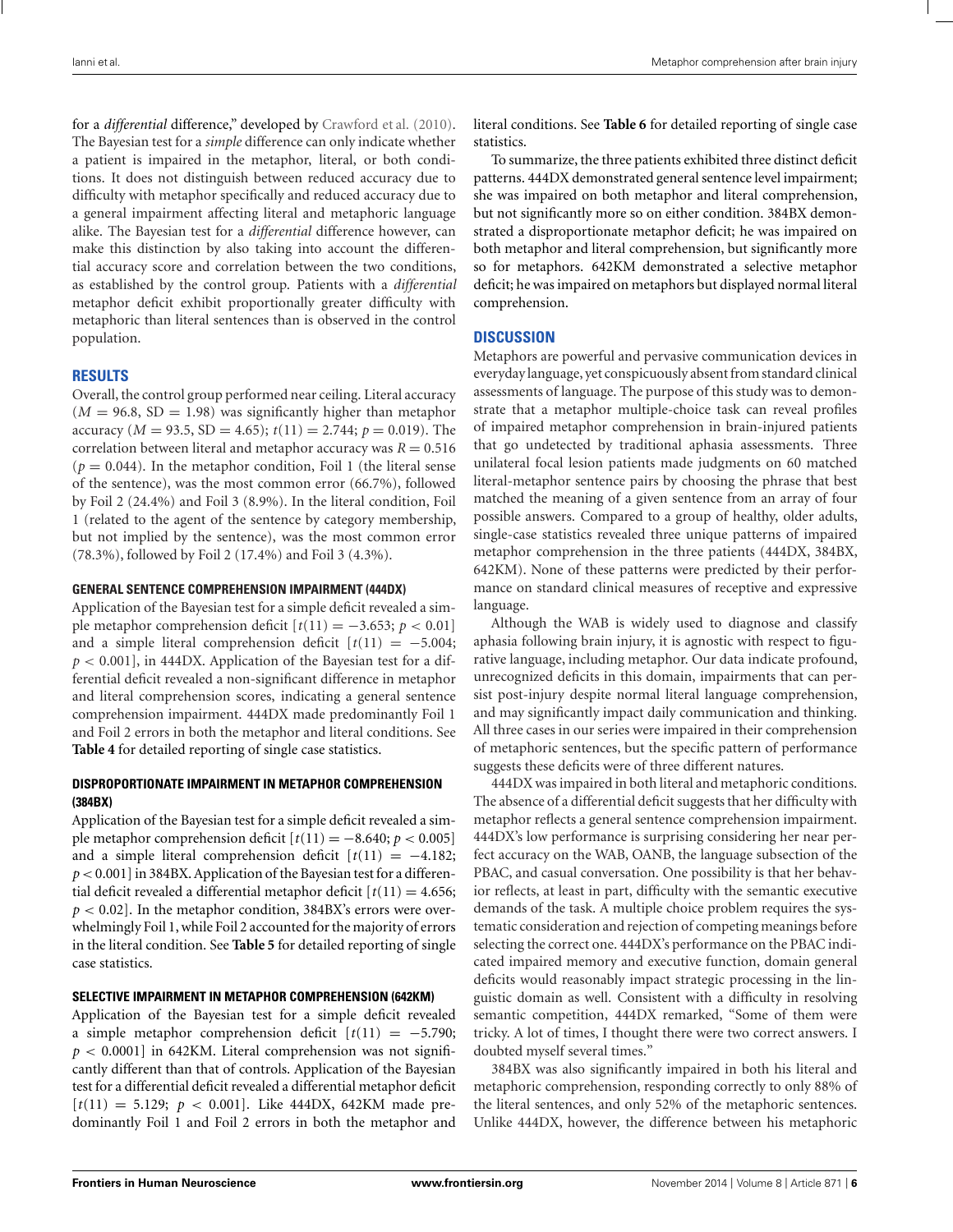for a *differential* difference," developed by Crawford et al. (2010). The Bayesian test for a *simple* difference can only indicate whether a patient is impaired in the metaphor, literal, or both conditions. It does not distinguish between reduced accuracy due to difficulty with metaphor specifically and reduced accuracy due to a general impairment affecting literal and metaphoric language alike. The Bayesian test for a *differential* difference however, can make this distinction by also taking into account the differential accuracy score and correlation between the two conditions, as established by the control group. Patients with a *differential* metaphor deficit exhibit proportionally greater difficulty with metaphoric than literal sentences than is observed in the control population.

## RESULTS

Overall, the control group performed near ceiling. Literal accuracy ($M = 96.8$, $SD = 1.98$) was significantly higher than metaphor accuracy ($M = 93.5$, $SD = 4.65$); $t(11) = 2.744$; $p = 0.019$). The correlation between literal and metaphor accuracy was $R = 0.516$ ($p = 0.044$). In the metaphor condition, Foil 1 (the literal sense of the sentence), was the most common error (66.7%), followed by Foil 2 (24.4%) and Foil 3 (8.9%). In the literal condition, Foil 1 (related to the agent of the sentence by category membership, but not implied by the sentence), was the most common error (78.3%), followed by Foil 2 (17.4%) and Foil 3 (4.3%).

### GENERAL SENTENCE COMPREHENSION IMPAIRMENT (444DX)

Application of the Bayesian test for a simple deficit revealed a simple metaphor comprehension deficit [$t(11) = -3.653$; $p < 0.01$] and a simple literal comprehension deficit [$t(11) = -5.004$; $p < 0.001$], in 444DX. Application of the Bayesian test for a differential deficit revealed a non-significant difference in metaphor and literal comprehension scores, indicating a general sentence comprehension impairment. 444DX made predominantly Foil 1 and Foil 2 errors in both the metaphor and literal conditions. See **Table 4** for detailed reporting of single case statistics.

### DISPROPORTIONATE IMPAIRMENT IN METAPHOR COMPREHENSION (384BX)

Application of the Bayesian test for a simple deficit revealed a simple metaphor comprehension deficit [$t(11) = -8.640$; $p < 0.005$] and a simple literal comprehension deficit [$t(11) = -4.182$; $p < 0.001$] in 384BX. Application of the Bayesian test for a differential deficit revealed a differential metaphor deficit [$t(11) = 4.656$; $p < 0.02$]. In the metaphor condition, 384BX's errors were overwhelmingly Foil 1, while Foil 2 accounted for the majority of errors in the literal condition. See **Table 5** for detailed reporting of single case statistics.

### SELECTIVE IMPAIRMENT IN METAPHOR COMPREHENSION (642KM)

Application of the Bayesian test for a simple deficit revealed a simple metaphor comprehension deficit [$t(11) = -5.790$; $p < 0.0001$] in 642KM. Literal comprehension was not significantly different than that of controls. Application of the Bayesian test for a differential deficit revealed a differential metaphor deficit [$t(11) = 5.129$; $p < 0.001$]. Like 444DX, 642KM made predominantly Foil 1 and Foil 2 errors in both the metaphor and literal conditions. See **Table 6** for detailed reporting of single case statistics.

To summarize, the three patients exhibited three distinct deficit patterns. 444DX demonstrated general sentence level impairment; she was impaired on both metaphor and literal comprehension, but not significantly more so on either condition. 384BX demonstrated a disproportionate metaphor deficit; he was impaired on both metaphor and literal comprehension, but significantly more so for metaphors. 642KM demonstrated a selective metaphor deficit; he was impaired on metaphors but displayed normal literal comprehension.

## DISCUSSION

Metaphors are powerful and pervasive communication devices in everyday language, yet conspicuously absent from standard clinical assessments of language. The purpose of this study was to demonstrate that a metaphor multiple-choice task can reveal profiles of impaired metaphor comprehension in brain-injured patients that go undetected by traditional aphasia assessments. Three unilateral focal lesion patients made judgments on 60 matched literal-metaphor sentence pairs by choosing the phrase that best matched the meaning of a given sentence from an array of four possible answers. Compared to a group of healthy, older adults, single-case statistics revealed three unique patterns of impaired metaphor comprehension in the three patients (444DX, 384BX, 642KM). None of these patterns were predicted by their performance on standard clinical measures of receptive and expressive language.

Although the WAB is widely used to diagnose and classify aphasia following brain injury, it is agnostic with respect to figurative language, including metaphor. Our data indicate profound, unrecognized deficits in this domain, impairments that can persist post-injury despite normal literal language comprehension, and may significantly impact daily communication and thinking. All three cases in our series were impaired in their comprehension of metaphoric sentences, but the specific pattern of performance suggests these deficits were of three different natures.

444DX was impaired in both literal and metaphoric conditions. The absence of a differential deficit suggests that her difficulty with metaphor reflects a general sentence comprehension impairment. 444DX's low performance is surprising considering her near perfect accuracy on the WAB, OANB, the language subsection of the PBAC, and casual conversation. One possibility is that her behavior reflects, at least in part, difficulty with the semantic executive demands of the task. A multiple choice problem requires the systematic consideration and rejection of competing meanings before selecting the correct one. 444DX's performance on the PBAC indicated impaired memory and executive function, domain general deficits would reasonably impact strategic processing in the linguistic domain as well. Consistent with a difficulty in resolving semantic competition, 444DX remarked, "Some of them were tricky. A lot of times, I thought there were two correct answers. I doubted myself several times."

384BX was also significantly impaired in both his literal and metaphoric comprehension, responding correctly to only 88% of the literal sentences, and only 52% of the metaphoric sentences. Unlike 444DX, however, the difference between his metaphoric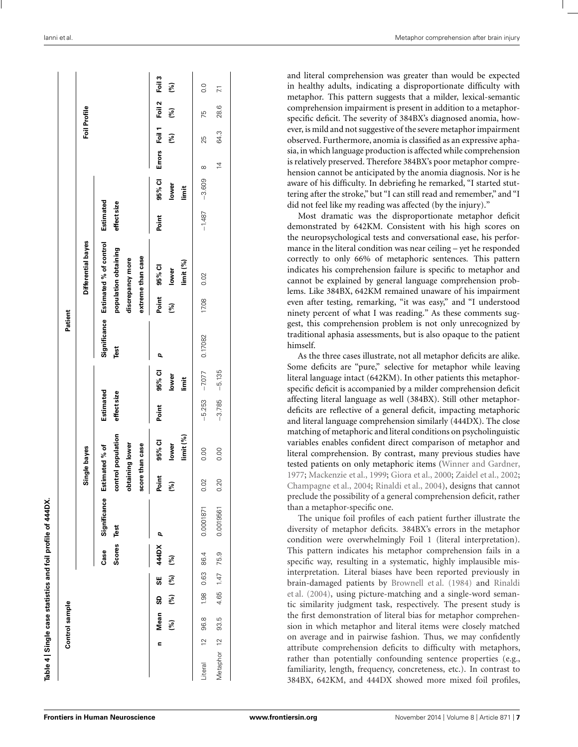**Table 4 | Single case statistics and foil profile of 444DX.**

| | Control sample | | | | Patient | | | | | | | | | | | | | | | |
|---|---|---|---|---|---|---|---|---|---|---|---|---|---|---|---|---|---|---|---|---|
| | | | | | | Single bayes | | | | | | Differential bayes | | | | | Foil Profile | | | |
| | n | Mean (%) | SD (%) | SE (%) | Case Scores 444DX (%) | Significance Test *p* | Estimated % of control population obtaining lower score than case: Point (%) | 95% CI lower limit (%) | Estimated effect size: Point | 95% CI lower limit | Significance Test *p* | Estimated % of control population obtaining discrepancy more extreme than case: Point (%) | 95% CI lower limit (%) | Estimated effect size: Point | 95% CI lower limit | Errors | Foil 1 (%) | Foil 2 (%) | Foil 3 (%) |
| Literal | 12 | 96.8 | 1.98 | 0.63 | 86.4 | 0.0001871 | 0.02 | 0.00 | −5.253 | −7.077 | 0.17082 | 17.08 | 0.02 | −1.487 | −3.609 | 8 | 25 | 75 | 0.0 |
| Metaphor | 12 | 93.5 | 4.65 | 1.47 | 75.9 | 0.0019561 | 0.20 | 0.00 | −3.785 | −5.135 | | | | | | 14 | 64.3 | 28.6 | 7.1 |

and literal comprehension was greater than would be expected in healthy adults, indicating a disproportionate difficulty with metaphor. This pattern suggests that a milder, lexical-semantic comprehension impairment is present in addition to a metaphor-specific deficit. The severity of 384BX's diagnosed anomia, however, is mild and not suggestive of the severe metaphor impairment observed. Furthermore, anomia is classified as an expressive aphasia, in which language production is affected while comprehension is relatively preserved. Therefore 384BX's poor metaphor comprehension cannot be anticipated by the anomia diagnosis. Nor is he aware of his difficulty. In debriefing he remarked, "I started stuttering after the stroke," but "I can still read and remember," and "I did not feel like my reading was affected (by the injury)."

Most dramatic was the disproportionate metaphor deficit demonstrated by 642KM. Consistent with his high scores on the neuropsychological tests and conversational ease, his performance in the literal condition was near ceiling – yet he responded correctly to only 66% of metaphoric sentences. This pattern indicates his comprehension failure is specific to metaphor and cannot be explained by general language comprehension problems. Like 384BX, 642KM remained unaware of his impairment even after testing, remarking, "it was easy," and "I understood ninety percent of what I was reading." As these comments suggest, this comprehension problem is not only unrecognized by traditional aphasia assessments, but is also opaque to the patient himself.

As the three cases illustrate, not all metaphor deficits are alike. Some deficits are "pure," selective for metaphor while leaving literal language intact (642KM). In other patients this metaphor-specific deficit is accompanied by a milder comprehension deficit affecting literal language as well (384BX). Still other metaphor-deficits are reflective of a general deficit, impacting metaphoric and literal language comprehension similarly (444DX). The close matching of metaphoric and literal conditions on psycholinguistic variables enables confident direct comparison of metaphor and literal comprehension. By contrast, many previous studies have tested patients on only metaphoric items (Winner and Gardner, 1977; Mackenzie et al., 1999; Giora et al., 2000; Zaidel et al., 2002; Champagne et al., 2004; Rinaldi et al., 2004), designs that cannot preclude the possibility of a general comprehension deficit, rather than a metaphor-specific one.

The unique foil profiles of each patient further illustrate the diversity of metaphor deficits. 384BX's errors in the metaphor condition were overwhelmingly Foil 1 (literal interpretation). This pattern indicates his metaphor comprehension fails in a specific way, resulting in a systematic, highly implausible misinterpretation. Literal biases have been reported previously in brain-damaged patients by Brownell et al. (1984) and Rinaldi et al. (2004), using picture-matching and a single-word semantic similarity judgment task, respectively. The present study is the first demonstration of literal bias for metaphor comprehension in which metaphor and literal items were closely matched on average and in pairwise fashion. Thus, we may confidently attribute comprehension deficits to difficulty with metaphors, rather than potentially confounding sentence properties (e.g., familiarity, length, frequency, concreteness, etc.). In contrast to 384BX, 642KM, and 444DX showed more mixed foil profiles,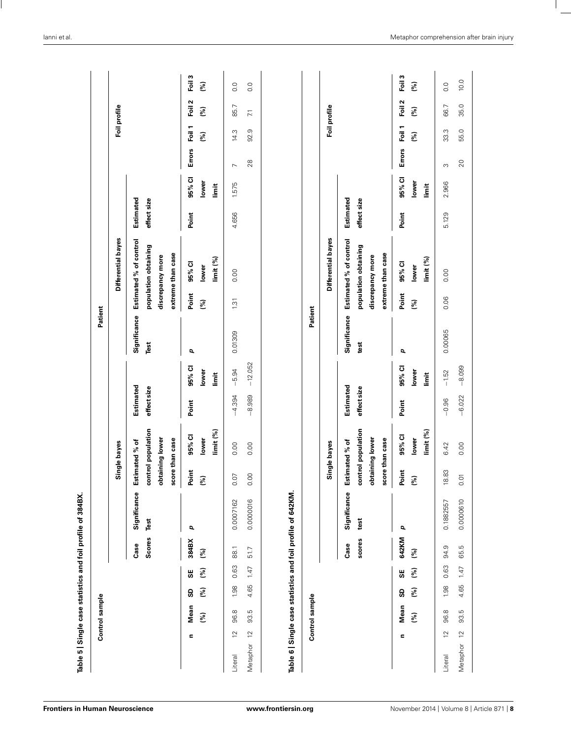**Table 5 | Single case statistics and foil profile of 384BX.**

| | Control sample | | | | Patient | | | | | | | | | | | | | | | | |
|---|---|---|---|---|---|---|---|---|---|---|---|---|---|---|---|---|---|---|---|---|---|
| | | | | | | | Single bayes | | | | | | Differential bayes | | | | Foil profile | | | | |
| | | | | | Case Scores | Significance Test | Estimated % of control population obtaining lower score than case | | Estimated effect size | | Significance Test | Estimated % of control population obtaining discrepancy more extreme than case | | Estimated effect size | | | | | | | |
| | n | Mean (%) | SD (%) | SE (%) | 384BX (%) | p | Point (%) | 95% CI lower limit (%) | Point | 95% CI lower limit | p | Point (%) | 95% CI lower limit (%) | Point | 95% CI lower limit | Errors | Foil 1 (%) | Foil 2 (%) | Foil 3 (%) |
| Literal | 12 | 96.8 | 1.98 | 0.63 | 88.1 | 0.0007162 | 0.07 | 0.00 | −4.394 | −5.94 | 0.01309 | 1.31 | 0.00 | 4.656 | 1.575 | 7 | 14.3 | 85.7 | 0.0 |
| Metaphor | 12 | 93.5 | 4.65 | 1.47 | 51.7 | 0.0000016 | 0.00 | 0.00 | −8.989 | −12.052 | | | | | | 28 | 92.9 | 7.1 | 0.0 |

**Table 6 | Single case statistics and foil profile of 642KM.**

| | Control sample | | | | Patient | | | | | | | | | | | | | | | | |
|---|---|---|---|---|---|---|---|---|---|---|---|---|---|---|---|---|---|---|---|---|---|
| | | | | | | | Single bayes | | | | | | Differential bayes | | | | Foil profile | | | | |
| | | | | | Case scores | Significance test | Estimated % of control population obtaining lower score than case | | Estimated effect size | | Significance test | Estimated % of control population obtaining discrepancy more extreme than case | | Estimated effect size | | | | | | | |
| | n | Mean (%) | SD (%) | SE (%) | 642KM (%) | p | Point (%) | 95% CI lower limit (%) | Point | 95% CI lower limit | p | Point (%) | 95% CI lower limit (%) | Point | 95% CI lower limit | Errors | Foil 1 (%) | Foil 2 (%) | Foil 3 (%) |
| Literal | 12 | 96.8 | 1.98 | 0.63 | 94.9 | 0.1882557 | 18.83 | 6.42 | −0.96 | −1.52 | 0.00065 | 0.06 | 0.00 | 5.129 | 2.966 | 3 | 33.3 | 66.7 | 0.0 |
| Metaphor | 12 | 93.5 | 4.65 | 1.47 | 65.5 | 0.0000610 | 0.01 | 0.00 | −6.022 | −8.099 | | | | | | 20 | 55.0 | 35.0 | 10.0 |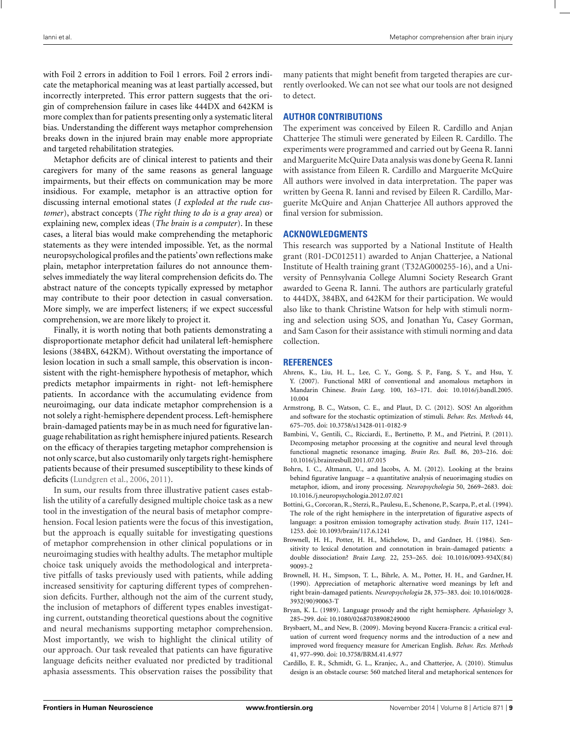with Foil 2 errors in addition to Foil 1 errors. Foil 2 errors indicate the metaphorical meaning was at least partially accessed, but incorrectly interpreted. This error pattern suggests that the origin of comprehension failure in cases like 444DX and 642KM is more complex than for patients presenting only a systematic literal bias. Understanding the different ways metaphor comprehension breaks down in the injured brain may enable more appropriate and targeted rehabilitation strategies.

Metaphor deficits are of clinical interest to patients and their caregivers for many of the same reasons as general language impairments, but their effects on communication may be more insidious. For example, metaphor is an attractive option for discussing internal emotional states (*I exploded at the rude customer*), abstract concepts (*The right thing to do is a gray area*) or explaining new, complex ideas (*The brain is a computer*). In these cases, a literal bias would make comprehending the metaphoric statements as they were intended impossible. Yet, as the normal neuropsychological profiles and the patients' own reflections make plain, metaphor interpretation failures do not announce themselves immediately the way literal comprehension deficits do. The abstract nature of the concepts typically expressed by metaphor may contribute to their poor detection in casual conversation. More simply, we are imperfect listeners; if we expect successful comprehension, we are more likely to project it.

Finally, it is worth noting that both patients demonstrating a disproportionate metaphor deficit had unilateral left-hemisphere lesions (384BX, 642KM). Without overstating the importance of lesion location in such a small sample, this observation is inconsistent with the right-hemisphere hypothesis of metaphor, which predicts metaphor impairments in right- not left-hemisphere patients. In accordance with the accumulating evidence from neuroimaging, our data indicate metaphor comprehension is a not solely a right-hemisphere dependent process. Left-hemisphere brain-damaged patients may be in as much need for figurative language rehabilitation as right hemisphere injured patients. Research on the efficacy of therapies targeting metaphor comprehension is not only scarce, but also customarily only targets right-hemisphere patients because of their presumed susceptibility to these kinds of deficits (Lundgren et al., 2006, 2011).

In sum, our results from three illustrative patient cases establish the utility of a carefully designed multiple choice task as a new tool in the investigation of the neural basis of metaphor comprehension. Focal lesion patients were the focus of this investigation, but the approach is equally suitable for investigating questions of metaphor comprehension in other clinical populations or in neuroimaging studies with healthy adults. The metaphor multiple choice task uniquely avoids the methodological and interpretative pitfalls of tasks previously used with patients, while adding increased sensitivity for capturing different types of comprehension deficits. Further, although not the aim of the current study, the inclusion of metaphors of different types enables investigating current, outstanding theoretical questions about the cognitive and neural mechanisms supporting metaphor comprehension. Most importantly, we wish to highlight the clinical utility of our approach. Our task revealed that patients can have figurative language deficits neither evaluated nor predicted by traditional aphasia assessments. This observation raises the possibility that many patients that might benefit from targeted therapies are currently overlooked. We can not see what our tools are not designed to detect.

## AUTHOR CONTRIBUTIONS

The experiment was conceived by Eileen R. Cardillo and Anjan Chatterjee The stimuli were generated by Eileen R. Cardillo. The experiments were programmed and carried out by Geena R. Ianni and Marguerite McQuire Data analysis was done by Geena R. Ianni with assistance from Eileen R. Cardillo and Marguerite McQuire All authors were involved in data interpretation. The paper was written by Geena R. Ianni and revised by Eileen R. Cardillo, Marguerite McQuire and Anjan Chatterjee All authors approved the final version for submission.

## ACKNOWLEDGMENTS

This research was supported by a National Institute of Health grant (R01-DC012511) awarded to Anjan Chatterjee, a National Institute of Health training grant (T32AG000255-16), and a University of Pennsylvania College Alumni Society Research Grant awarded to Geena R. Ianni. The authors are particularly grateful to 444DX, 384BX, and 642KM for their participation. We would also like to thank Christine Watson for help with stimuli norming and selection using SOS, and Jonathan Yu, Casey Gorman, and Sam Cason for their assistance with stimuli norming and data collection.

## REFERENCES

Ahrens, K., Liu, H. L., Lee, C. Y., Gong, S. P., Fang, S. Y., and Hsu, Y. Y. (2007). Functional MRI of conventional and anomalous metaphors in Mandarin Chinese. *Brain Lang.* 100, 163–171. doi: 10.1016/j.bandl.2005.10.004

Armstrong, B. C., Watson, C. E., and Plaut, D. C. (2012). SOS! An algorithm and software for the stochastic optimization of stimuli. *Behav. Res. Methods* 44, 675–705. doi: 10.3758/s13428-011-0182-9

Bambini, V., Gentili, C., Ricciardi, E., Bertinetto, P. M., and Pietrini, P. (2011). Decomposing metaphor processing at the cognitive and neural level through functional magnetic resonance imaging. *Brain Res. Bull.* 86, 203–216. doi: 10.1016/j.brainresbull.2011.07.015

Bohrn, I. C., Altmann, U., and Jacobs, A. M. (2012). Looking at the brains behind figurative language – a quantitative analysis of neuorimaging studies on metaphor, idiom, and irony processing. *Neuropsychologia* 50, 2669–2683. doi: 10.1016/j.neuropsychologia.2012.07.021

Bottini, G., Corcoran, R., Sterzi, R., Paulesu, E., Schenone, P., Scarpa, P., et al. (1994). The role of the right hemisphere in the interpretation of figurative aspects of language: a positron emission tomography activation study. *Brain* 117, 1241–1253. doi: 10.1093/brain/117.6.1241

Brownell, H. H., Potter, H. H., Michelow, D., and Gardner, H. (1984). Sensitivity to lexical denotation and connotation in brain-damaged patients: a double dissociation? *Brain Lang.* 22, 253–265. doi: 10.1016/0093-934X(84)90093-2

Brownell, H. H., Simpson, T. L., Bihrle, A. M., Potter, H. H., and Gardner, H. (1990). Appreciation of metaphoric alternative word meanings by left and right brain-damaged patients. *Neuropsychologia* 28, 375–383. doi: 10.1016/0028-3932(90)90063-T

Bryan, K. L. (1989). Language prosody and the right hemisphere. *Aphasiology* 3, 285–299. doi: 10.1080/02687038908249000

Brysbaert, M., and New, B. (2009). Moving beyond Kucera-Francis: a critical evaluation of current word frequency norms and the introduction of a new and improved word frequency measure for American English. *Behav. Res. Methods* 41, 977–990. doi: 10.3758/BRM.41.4.977

Cardillo, E. R., Schmidt, G. L., Kranjec, A., and Chatterjee, A. (2010). Stimulus design is an obstacle course: 560 matched literal and metaphorical sentences for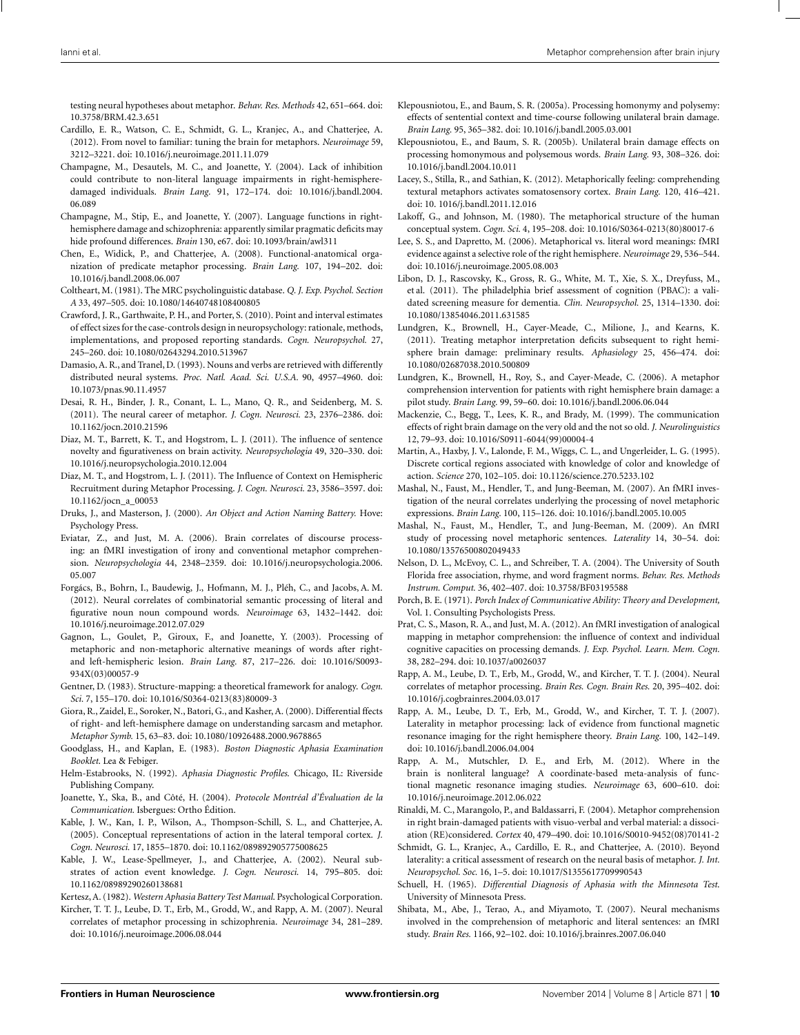testing neural hypotheses about metaphor. *Behav. Res. Methods* 42, 651–664. doi: 10.3758/BRM.42.3.651

Cardillo, E. R., Watson, C. E., Schmidt, G. L., Kranjec, A., and Chatterjee, A. (2012). From novel to familiar: tuning the brain for metaphors. *Neuroimage* 59, 3212–3221. doi: 10.1016/j.neuroimage.2011.11.079

Champagne, M., Desautels, M. C., and Joanette, Y. (2004). Lack of inhibition could contribute to non-literal language impairments in right-hemisphere-damaged individuals. *Brain Lang.* 91, 172–174. doi: 10.1016/j.bandl.2004.06.089

Champagne, M., Stip, E., and Joanette, Y. (2007). Language functions in right-hemisphere damage and schizophrenia: apparently similar pragmatic deficits may hide profound differences. *Brain* 130, e67. doi: 10.1093/brain/awl311

Chen, E., Widick, P., and Chatterjee, A. (2008). Functional-anatomical organization of predicate metaphor processing. *Brain Lang.* 107, 194–202. doi: 10.1016/j.bandl.2008.06.007

Coltheart, M. (1981). The MRC psycholinguistic database. *Q. J. Exp. Psychol. Section A* 33, 497–505. doi: 10.1080/14640748108400805

Crawford, J. R., Garthwaite, P. H., and Porter, S. (2010). Point and interval estimates of effect sizes for the case-controls design in neuropsychology: rationale, methods, implementations, and proposed reporting standards. *Cogn. Neuropsychol.* 27, 245–260. doi: 10.1080/02643294.2010.513967

Damasio, A. R., and Tranel, D. (1993). Nouns and verbs are retrieved with differently distributed neural systems. *Proc. Natl. Acad. Sci. U.S.A.* 90, 4957–4960. doi: 10.1073/pnas.90.11.4957

Desai, R. H., Binder, J. R., Conant, L. L., Mano, Q. R., and Seidenberg, M. S. (2011). The neural career of metaphor. *J. Cogn. Neurosci.* 23, 2376–2386. doi: 10.1162/jocn.2010.21596

Diaz, M. T., Barrett, K. T., and Hogstrom, L. J. (2011). The influence of sentence novelty and figurativeness on brain activity. *Neuropsychologia* 49, 320–330. doi: 10.1016/j.neuropsychologia.2010.12.004

Diaz, M. T., and Hogstrom, L. J. (2011). The Influence of Context on Hemispheric Recruitment during Metaphor Processing. *J. Cogn. Neurosci.* 23, 3586–3597. doi: 10.1162/jocn_a_00053

Druks, J., and Masterson, J. (2000). *An Object and Action Naming Battery.* Hove: Psychology Press.

Eviatar, Z., and Just, M. A. (2006). Brain correlates of discourse processing: an fMRI investigation of irony and conventional metaphor comprehension. *Neuropsychologia* 44, 2348–2359. doi: 10.1016/j.neuropsychologia.2006.05.007

Forgács, B., Bohrn, I., Baudewig, J., Hofmann, M. J., Pléh, C., and Jacobs, A. M. (2012). Neural correlates of combinatorial semantic processing of literal and figurative noun noun compound words. *Neuroimage* 63, 1432–1442. doi: 10.1016/j.neuroimage.2012.07.029

Gagnon, L., Goulet, P., Giroux, F., and Joanette, Y. (2003). Processing of metaphoric and non-metaphoric alternative meanings of words after right- and left-hemispheric lesion. *Brain Lang.* 87, 217–226. doi: 10.1016/S0093-934X(03)00057-9

Gentner, D. (1983). Structure-mapping: a theoretical framework for analogy. *Cogn. Sci.* 7, 155–170. doi: 10.1016/S0364-0213(83)80009-3

Giora, R., Zaidel, E., Soroker, N., Batori, G., and Kasher, A. (2000). Differential ffects of right- and left-hemisphere damage on understanding sarcasm and metaphor. *Metaphor Symb.* 15, 63–83. doi: 10.1080/10926488.2000.9678865

Goodglass, H., and Kaplan, E. (1983). *Boston Diagnostic Aphasia Examination Booklet.* Lea & Febiger.

Helm-Estabrooks, N. (1992). *Aphasia Diagnostic Profiles.* Chicago, IL: Riverside Publishing Company.

Joanette, Y., Ska, B., and Côté, H. (2004). *Protocole Montréal d'Évaluation de la Communication.* Isbergues: Ortho Édition.

Kable, J. W., Kan, I. P., Wilson, A., Thompson-Schill, S. L., and Chatterjee, A. (2005). Conceptual representations of action in the lateral temporal cortex. *J. Cogn. Neurosci.* 17, 1855–1870. doi: 10.1162/089892905775008625

Kable, J. W., Lease-Spellmeyer, J., and Chatterjee, A. (2002). Neural substrates of action event knowledge. *J. Cogn. Neurosci.* 14, 795–805. doi: 10.1162/08989290260138681

Kertesz, A. (1982). *Western Aphasia Battery Test Manual.* Psychological Corporation.

Kircher, T. T. J., Leube, D. T., Erb, M., Grodd, W., and Rapp, A. M. (2007). Neural correlates of metaphor processing in schizophrenia. *Neuroimage* 34, 281–289. doi: 10.1016/j.neuroimage.2006.08.044

Klepousniotou, E., and Baum, S. R. (2005a). Processing homonymy and polysemy: effects of sentential context and time-course following unilateral brain damage. *Brain Lang.* 95, 365–382. doi: 10.1016/j.bandl.2005.03.001

Klepousniotou, E., and Baum, S. R. (2005b). Unilateral brain damage effects on processing homonymous and polysemous words. *Brain Lang.* 93, 308–326. doi: 10.1016/j.bandl.2004.10.011

Lacey, S., Stilla, R., and Sathian, K. (2012). Metaphorically feeling: comprehending textural metaphors activates somatosensory cortex. *Brain Lang.* 120, 416–421. doi: 10. 1016/j.bandl.2011.12.016

Lakoff, G., and Johnson, M. (1980). The metaphorical structure of the human conceptual system. *Cogn. Sci.* 4, 195–208. doi: 10.1016/S0364-0213(80)80017-6

Lee, S. S., and Dapretto, M. (2006). Metaphorical vs. literal word meanings: fMRI evidence against a selective role of the right hemisphere. *Neuroimage* 29, 536–544. doi: 10.1016/j.neuroimage.2005.08.003

Libon, D. J., Rascovsky, K., Gross, R. G., White, M. T., Xie, S. X., Dreyfuss, M., et al. (2011). The philadelphia brief assessment of cognition (PBAC): a validated screening measure for dementia. *Clin. Neuropsychol.* 25, 1314–1330. doi: 10.1080/13854046.2011.631585

Lundgren, K., Brownell, H., Cayer-Meade, C., Milione, J., and Kearns, K. (2011). Treating metaphor interpretation deficits subsequent to right hemisphere brain damage: preliminary results. *Aphasiology* 25, 456–474. doi: 10.1080/02687038.2010.500809

Lundgren, K., Brownell, H., Roy, S., and Cayer-Meade, C. (2006). A metaphor comprehension intervention for patients with right hemisphere brain damage: a pilot study. *Brain Lang.* 99, 59–60. doi: 10.1016/j.bandl.2006.06.044

Mackenzie, C., Begg, T., Lees, K. R., and Brady, M. (1999). The communication effects of right brain damage on the very old and the not so old. *J. Neurolinguistics* 12, 79–93. doi: 10.1016/S0911-6044(99)00004-4

Martin, A., Haxby, J. V., Lalonde, F. M., Wiggs, C. L., and Ungerleider, L. G. (1995). Discrete cortical regions associated with knowledge of color and knowledge of action. *Science* 270, 102–105. doi: 10.1126/science.270.5233.102

Mashal, N., Faust, M., Hendler, T., and Jung-Beeman, M. (2007). An fMRI investigation of the neural correlates underlying the processing of novel metaphoric expressions. *Brain Lang.* 100, 115–126. doi: 10.1016/j.bandl.2005.10.005

Mashal, N., Faust, M., Hendler, T., and Jung-Beeman, M. (2009). An fMRI study of processing novel metaphoric sentences. *Laterality* 14, 30–54. doi: 10.1080/13576500802049433

Nelson, D. L., McEvoy, C. L., and Schreiber, T. A. (2004). The University of South Florida free association, rhyme, and word fragment norms. *Behav. Res. Methods Instrum. Comput.* 36, 402–407. doi: 10.3758/BF03195588

Porch, B. E. (1971). *Porch Index of Communicative Ability: Theory and Development,* Vol. 1. Consulting Psychologists Press.

Prat, C. S., Mason, R. A., and Just, M. A. (2012). An fMRI investigation of analogical mapping in metaphor comprehension: the influence of context and individual cognitive capacities on processing demands. *J. Exp. Psychol. Learn. Mem. Cogn.* 38, 282–294. doi: 10.1037/a0026037

Rapp, A. M., Leube, D. T., Erb, M., Grodd, W., and Kircher, T. T. J. (2004). Neural correlates of metaphor processing. *Brain Res. Cogn. Brain Res.* 20, 395–402. doi: 10.1016/j.cogbrainres.2004.03.017

Rapp, A. M., Leube, D. T., Erb, M., Grodd, W., and Kircher, T. T. J. (2007). Laterality in metaphor processing: lack of evidence from functional magnetic resonance imaging for the right hemisphere theory. *Brain Lang.* 100, 142–149. doi: 10.1016/j.bandl.2006.04.004

Rapp, A. M., Mutschler, D. E., and Erb, M. (2012). Where in the brain is nonliteral language? A coordinate-based meta-analysis of functional magnetic resonance imaging studies. *Neuroimage* 63, 600–610. doi: 10.1016/j.neuroimage.2012.06.022

Rinaldi, M. C., Marangolo, P., and Baldassarri, F. (2004). Metaphor comprehension in right brain-damaged patients with visuo-verbal and verbal material: a dissociation (RE)considered. *Cortex* 40, 479–490. doi: 10.1016/S0010-9452(08)70141-2

Schmidt, G. L., Kranjec, A., Cardillo, E. R., and Chatterjee, A. (2010). Beyond laterality: a critical assessment of research on the neural basis of metaphor. *J. Int. Neuropsychol. Soc.* 16, 1–5. doi: 10.1017/S1355617709990543

Schuell, H. (1965). *Differential Diagnosis of Aphasia with the Minnesota Test.* University of Minnesota Press.

Shibata, M., Abe, J., Terao, A., and Miyamoto, T. (2007). Neural mechanisms involved in the comprehension of metaphoric and literal sentences: an fMRI study. *Brain Res.* 1166, 92–102. doi: 10.1016/j.brainres.2007.06.040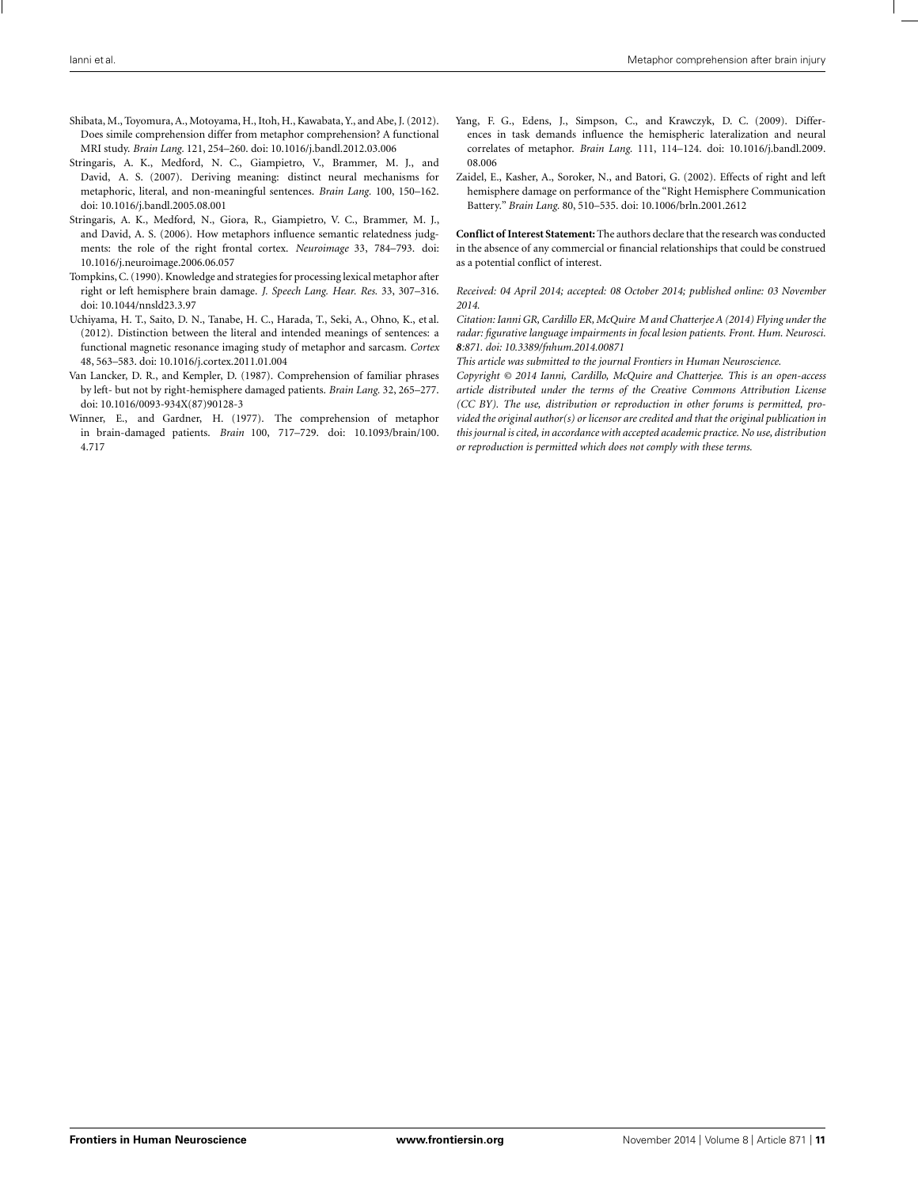Shibata, M., Toyomura, A., Motoyama, H., Itoh, H., Kawabata, Y., and Abe, J. (2012). Does simile comprehension differ from metaphor comprehension? A functional MRI study. *Brain Lang.* 121, 254–260. doi: 10.1016/j.bandl.2012.03.006

Stringaris, A. K., Medford, N. C., Giampietro, V., Brammer, M. J., and David, A. S. (2007). Deriving meaning: distinct neural mechanisms for metaphoric, literal, and non-meaningful sentences. *Brain Lang.* 100, 150–162. doi: 10.1016/j.bandl.2005.08.001

Stringaris, A. K., Medford, N., Giora, R., Giampietro, V. C., Brammer, M. J., and David, A. S. (2006). How metaphors influence semantic relatedness judgments: the role of the right frontal cortex. *Neuroimage* 33, 784–793. doi: 10.1016/j.neuroimage.2006.06.057

Tompkins, C. (1990). Knowledge and strategies for processing lexical metaphor after right or left hemisphere brain damage. *J. Speech Lang. Hear. Res.* 33, 307–316. doi: 10.1044/nnsld23.3.97

Uchiyama, H. T., Saito, D. N., Tanabe, H. C., Harada, T., Seki, A., Ohno, K., et al. (2012). Distinction between the literal and intended meanings of sentences: a functional magnetic resonance imaging study of metaphor and sarcasm. *Cortex* 48, 563–583. doi: 10.1016/j.cortex.2011.01.004

Van Lancker, D. R., and Kempler, D. (1987). Comprehension of familiar phrases by left- but not by right-hemisphere damaged patients. *Brain Lang.* 32, 265–277. doi: 10.1016/0093-934X(87)90128-3

Winner, E., and Gardner, H. (1977). The comprehension of metaphor in brain-damaged patients. *Brain* 100, 717–729. doi: 10.1093/brain/100.4.717

Yang, F. G., Edens, J., Simpson, C., and Krawczyk, D. C. (2009). Differences in task demands influence the hemispheric lateralization and neural correlates of metaphor. *Brain Lang.* 111, 114–124. doi: 10.1016/j.bandl.2009.08.006

Zaidel, E., Kasher, A., Soroker, N., and Batori, G. (2002). Effects of right and left hemisphere damage on performance of the "Right Hemisphere Communication Battery." *Brain Lang.* 80, 510–535. doi: 10.1006/brln.2001.2612

**Conflict of Interest Statement:** The authors declare that the research was conducted in the absence of any commercial or financial relationships that could be construed as a potential conflict of interest.

*Received: 04 April 2014; accepted: 08 October 2014; published online: 03 November 2014.*

*Citation: Ianni GR, Cardillo ER, McQuire M and Chatterjee A (2014) Flying under the radar: figurative language impairments in focal lesion patients. Front. Hum. Neurosci.* ***8****:871. doi: 10.3389/fnhum.2014.00871*

*This article was submitted to the journal Frontiers in Human Neuroscience.*

*Copyright © 2014 Ianni, Cardillo, McQuire and Chatterjee. This is an open-access article distributed under the terms of the Creative Commons Attribution License (CC BY). The use, distribution or reproduction in other forums is permitted, provided the original author(s) or licensor are credited and that the original publication in this journal is cited, in accordance with accepted academic practice. No use, distribution or reproduction is permitted which does not comply with these terms.*